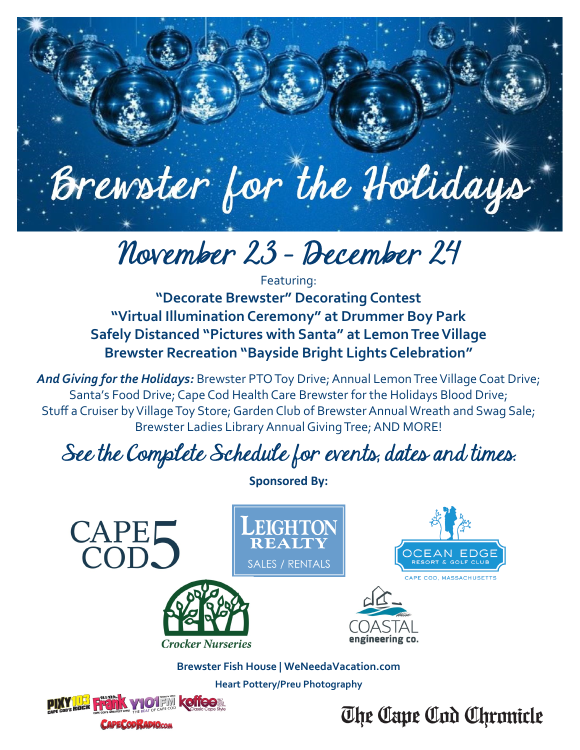# Brewster for the Holidays

## November 23 - December 24

Featuring:

**"Decorate Brewster" Decorating Contest**
**"Virtual Illumination Ceremony" at Drummer Boy Park**
**Safely Distanced "Pictures with Santa" at Lemon Tree Village**
**Brewster Recreation "Bayside Bright Lights Celebration"**

***And Giving for the Holidays:*** Brewster PTO Toy Drive; Annual Lemon Tree Village Coat Drive; Santa's Food Drive; Cape Cod Health Care Brewster for the Holidays Blood Drive; Stuff a Cruiser by Village Toy Store; Garden Club of Brewster Annual Wreath and Swag Sale; Brewster Ladies Library Annual Giving Tree; AND MORE!

## See the Complete Schedule for events, dates and times.

**Sponsored By:**

CAPE COD 5

LEIGHTON REALTY SALES / RENTALS

OCEAN EDGE RESORT & GOLF CLUB CAPE COD, MASSACHUSETTS

Crocker Nurseries

COASTAL engineering co.

**Brewster Fish House | WeNeedaVacation.com**

**Heart Pottery/Preu Photography**

PIXY 103 CAPE COD'S ROCK | Frank CAPE COD'S GREATEST HITS! | Y101 FM THE BEAT OF CAPE COD | Koffee Classic Cape Style | CAPECODRADIO.COM

The Cape Cod Chronicle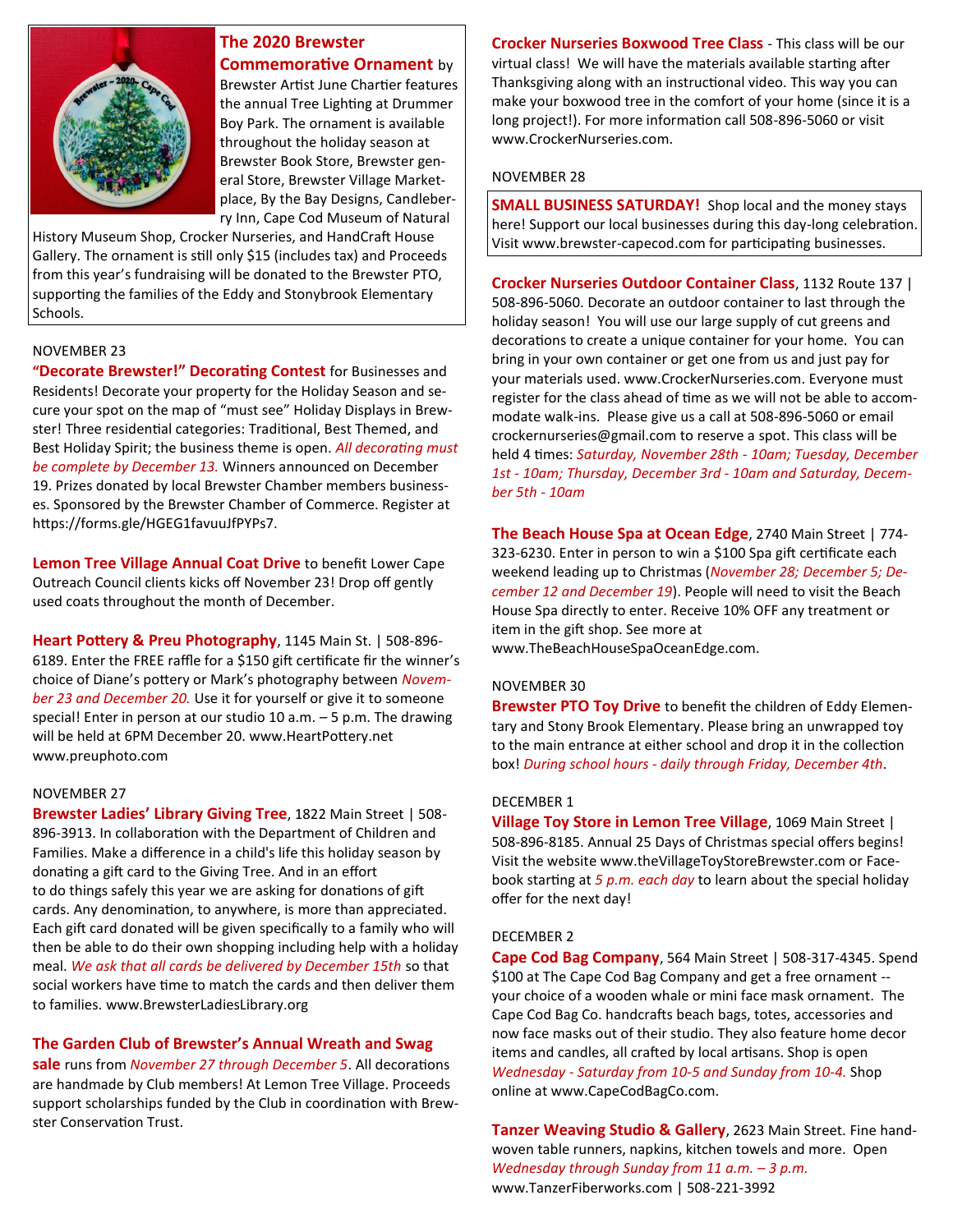**The 2020 Brewster Commemorative Ornament** by Brewster Artist June Chartier features the annual Tree Lighting at Drummer Boy Park. The ornament is available throughout the holiday season at Brewster Book Store, Brewster general Store, Brewster Village Marketplace, By the Bay Designs, Candleberry Inn, Cape Cod Museum of Natural History Museum Shop, Crocker Nurseries, and HandCraft House Gallery. The ornament is still only $15 (includes tax) and Proceeds from this year's fundraising will be donated to the Brewster PTO, supporting the families of the Eddy and Stonybrook Elementary Schools.

NOVEMBER 23

**"Decorate Brewster!" Decorating Contest** for Businesses and Residents! Decorate your property for the Holiday Season and secure your spot on the map of "must see" Holiday Displays in Brewster! Three residential categories: Traditional, Best Themed, and Best Holiday Spirit; the business theme is open. *All decorating must be complete by December 13.* Winners announced on December 19. Prizes donated by local Brewster Chamber members businesses. Sponsored by the Brewster Chamber of Commerce. Register at https://forms.gle/HGEG1favuuJfPYPs7.

**Lemon Tree Village Annual Coat Drive** to benefit Lower Cape Outreach Council clients kicks off November 23! Drop off gently used coats throughout the month of December.

**Heart Pottery & Preu Photography**, 1145 Main St. | 508-896-6189. Enter the FREE raffle for a $150 gift certificate fir the winner's choice of Diane's pottery or Mark's photography between *November 23 and December 20.* Use it for yourself or give it to someone special! Enter in person at our studio 10 a.m. – 5 p.m. The drawing will be held at 6PM December 20. www.HeartPottery.net www.preuphoto.com

NOVEMBER 27

**Brewster Ladies' Library Giving Tree**, 1822 Main Street | 508-896-3913. In collaboration with the Department of Children and Families. Make a difference in a child's life this holiday season by donating a gift card to the Giving Tree. And in an effort to do things safely this year we are asking for donations of gift cards. Any denomination, to anywhere, is more than appreciated. Each gift card donated will be given specifically to a family who will then be able to do their own shopping including help with a holiday meal. *We ask that all cards be delivered by December 15th* so that social workers have time to match the cards and then deliver them to families. www.BrewsterLadiesLibrary.org

**The Garden Club of Brewster's Annual Wreath and Swag sale** runs from *November 27 through December 5*. All decorations are handmade by Club members! At Lemon Tree Village. Proceeds support scholarships funded by the Club in coordination with Brewster Conservation Trust.

**Crocker Nurseries Boxwood Tree Class** - This class will be our virtual class! We will have the materials available starting after Thanksgiving along with an instructional video. This way you can make your boxwood tree in the comfort of your home (since it is a long project!). For more information call 508-896-5060 or visit www.CrockerNurseries.com.

NOVEMBER 28

**SMALL BUSINESS SATURDAY!** Shop local and the money stays here! Support our local businesses during this day-long celebration. Visit www.brewster-capecod.com for participating businesses.

**Crocker Nurseries Outdoor Container Class**, 1132 Route 137 | 508-896-5060. Decorate an outdoor container to last through the holiday season! You will use our large supply of cut greens and decorations to create a unique container for your home. You can bring in your own container or get one from us and just pay for your materials used. www.CrockerNurseries.com. Everyone must register for the class ahead of time as we will not be able to accommodate walk-ins. Please give us a call at 508-896-5060 or email crockernurseries@gmail.com to reserve a spot. This class will be held 4 times: *Saturday, November 28th - 10am; Tuesday, December 1st - 10am; Thursday, December 3rd - 10am and Saturday, December 5th - 10am*

**The Beach House Spa at Ocean Edge**, 2740 Main Street | 774-323-6230. Enter in person to win a $100 Spa gift certificate each weekend leading up to Christmas (*November 28; December 5; December 12 and December 19*). People will need to visit the Beach House Spa directly to enter. Receive 10% OFF any treatment or item in the gift shop. See more at www.TheBeachHouseSpaOceanEdge.com.

NOVEMBER 30

**Brewster PTO Toy Drive** to benefit the children of Eddy Elementary and Stony Brook Elementary. Please bring an unwrapped toy to the main entrance at either school and drop it in the collection box! *During school hours - daily through Friday, December 4th*.

DECEMBER 1

**Village Toy Store in Lemon Tree Village**, 1069 Main Street | 508-896-8185. Annual 25 Days of Christmas special offers begins! Visit the website www.theVillageToyStoreBrewster.com or Facebook starting at *5 p.m. each day* to learn about the special holiday offer for the next day!

DECEMBER 2

**Cape Cod Bag Company**, 564 Main Street | 508-317-4345. Spend $100 at The Cape Cod Bag Company and get a free ornament -- your choice of a wooden whale or mini face mask ornament. The Cape Cod Bag Co. handcrafts beach bags, totes, accessories and now face masks out of their studio. They also feature home decor items and candles, all crafted by local artisans. Shop is open *Wednesday - Saturday from 10-5 and Sunday from 10-4.* Shop online at www.CapeCodBagCo.com.

**Tanzer Weaving Studio & Gallery**, 2623 Main Street. Fine handwoven table runners, napkins, kitchen towels and more. Open *Wednesday through Sunday from 11 a.m. – 3 p.m.* www.TanzerFiberworks.com | 508-221-3992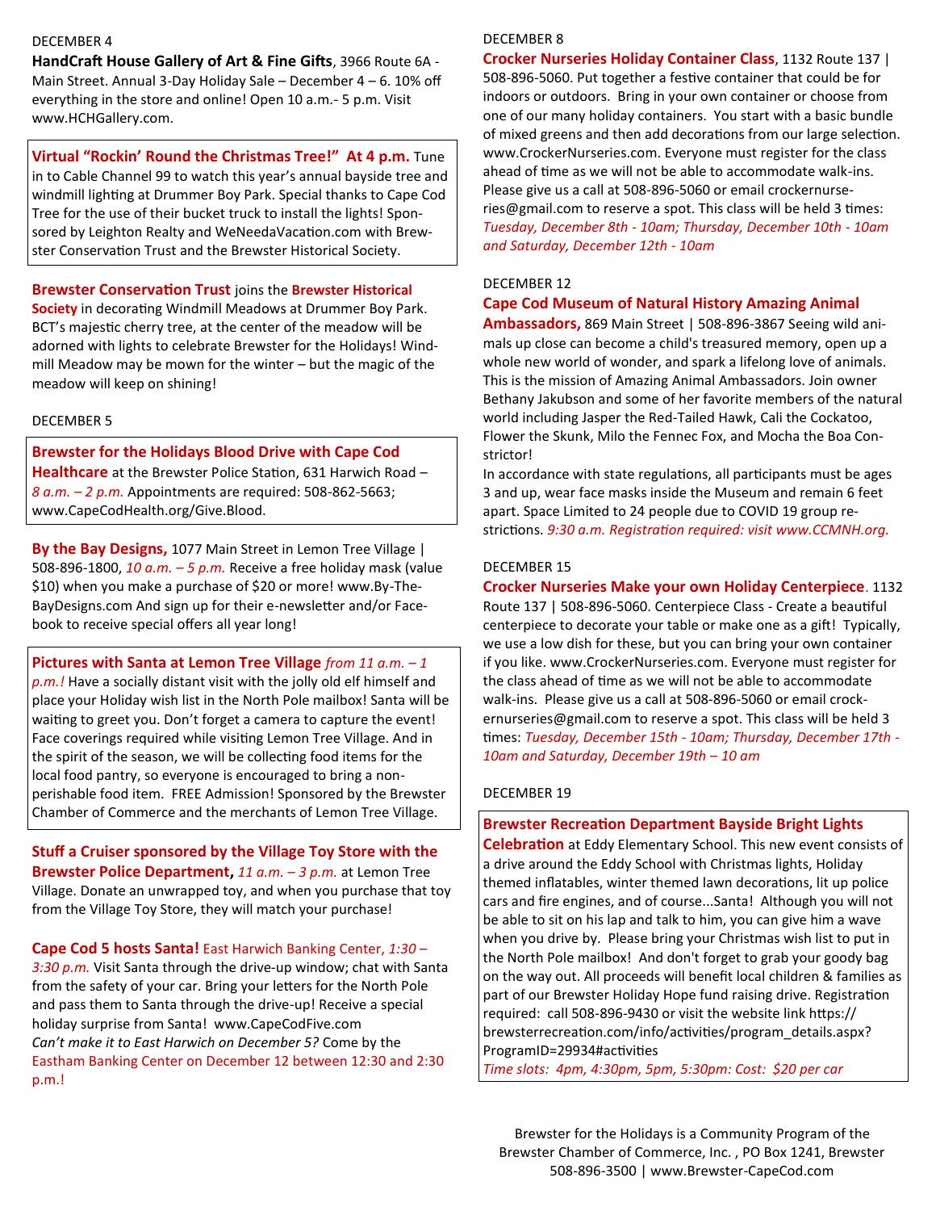DECEMBER 4

**HandCraft House Gallery of Art & Fine Gifts**, 3966 Route 6A - Main Street. Annual 3-Day Holiday Sale – December 4 – 6. 10% off everything in the store and online! Open 10 a.m.- 5 p.m. Visit www.HCHGallery.com.

**Virtual "Rockin' Round the Christmas Tree!" At 4 p.m.** Tune in to Cable Channel 99 to watch this year's annual bayside tree and windmill lighting at Drummer Boy Park. Special thanks to Cape Cod Tree for the use of their bucket truck to install the lights! Sponsored by Leighton Realty and WeNeedaVacation.com with Brewster Conservation Trust and the Brewster Historical Society.

**Brewster Conservation Trust** joins the **Brewster Historical Society** in decorating Windmill Meadows at Drummer Boy Park. BCT's majestic cherry tree, at the center of the meadow will be adorned with lights to celebrate Brewster for the Holidays! Windmill Meadow may be mown for the winter – but the magic of the meadow will keep on shining!

DECEMBER 5

**Brewster for the Holidays Blood Drive with Cape Cod Healthcare** at the Brewster Police Station, 631 Harwich Road – *8 a.m. – 2 p.m.* Appointments are required: 508-862-5663; www.CapeCodHealth.org/Give.Blood.

**By the Bay Designs,** 1077 Main Street in Lemon Tree Village | 508-896-1800, *10 a.m. – 5 p.m.* Receive a free holiday mask (value $10) when you make a purchase of $20 or more! www.By-The-BayDesigns.com And sign up for their e-newsletter and/or Facebook to receive special offers all year long!

**Pictures with Santa at Lemon Tree Village** *from 11 a.m. – 1 p.m.!* Have a socially distant visit with the jolly old elf himself and place your Holiday wish list in the North Pole mailbox! Santa will be waiting to greet you. Don't forget a camera to capture the event! Face coverings required while visiting Lemon Tree Village. And in the spirit of the season, we will be collecting food items for the local food pantry, so everyone is encouraged to bring a non-perishable food item. FREE Admission! Sponsored by the Brewster Chamber of Commerce and the merchants of Lemon Tree Village.

**Stuff a Cruiser sponsored by the Village Toy Store with the Brewster Police Department,** *11 a.m. – 3 p.m.* at Lemon Tree Village. Donate an unwrapped toy, and when you purchase that toy from the Village Toy Store, they will match your purchase!

**Cape Cod 5 hosts Santa!** East Harwich Banking Center, *1:30 – 3:30 p.m.* Visit Santa through the drive-up window; chat with Santa from the safety of your car. Bring your letters for the North Pole and pass them to Santa through the drive-up! Receive a special holiday surprise from Santa! www.CapeCodFive.com
*Can't make it to East Harwich on December 5?* Come by the Eastham Banking Center on December 12 between 12:30 and 2:30 p.m.!

DECEMBER 8

**Crocker Nurseries Holiday Container Class**, 1132 Route 137 | 508-896-5060. Put together a festive container that could be for indoors or outdoors. Bring in your own container or choose from one of our many holiday containers. You start with a basic bundle of mixed greens and then add decorations from our large selection. www.CrockerNurseries.com. Everyone must register for the class ahead of time as we will not be able to accommodate walk-ins. Please give us a call at 508-896-5060 or email crockernurseries@gmail.com to reserve a spot. This class will be held 3 times: *Tuesday, December 8th - 10am; Thursday, December 10th - 10am and Saturday, December 12th - 10am*

DECEMBER 12

**Cape Cod Museum of Natural History Amazing Animal Ambassadors,** 869 Main Street | 508-896-3867 Seeing wild animals up close can become a child's treasured memory, open up a whole new world of wonder, and spark a lifelong love of animals. This is the mission of Amazing Animal Ambassadors. Join owner Bethany Jakubson and some of her favorite members of the natural world including Jasper the Red-Tailed Hawk, Cali the Cockatoo, Flower the Skunk, Milo the Fennec Fox, and Mocha the Boa Constrictor!
In accordance with state regulations, all participants must be ages 3 and up, wear face masks inside the Museum and remain 6 feet apart. Space Limited to 24 people due to COVID 19 group restrictions. *9:30 a.m. Registration required: visit www.CCMNH.org.*

DECEMBER 15

**Crocker Nurseries Make your own Holiday Centerpiece**. 1132 Route 137 | 508-896-5060. Centerpiece Class - Create a beautiful centerpiece to decorate your table or make one as a gift! Typically, we use a low dish for these, but you can bring your own container if you like. www.CrockerNurseries.com. Everyone must register for the class ahead of time as we will not be able to accommodate walk-ins. Please give us a call at 508-896-5060 or email crockernurseries@gmail.com to reserve a spot. This class will be held 3 times: *Tuesday, December 15th - 10am; Thursday, December 17th - 10am and Saturday, December 19th – 10 am*

DECEMBER 19

**Brewster Recreation Department Bayside Bright Lights Celebration** at Eddy Elementary School. This new event consists of a drive around the Eddy School with Christmas lights, Holiday themed inflatables, winter themed lawn decorations, lit up police cars and fire engines, and of course...Santa! Although you will not be able to sit on his lap and talk to him, you can give him a wave when you drive by. Please bring your Christmas wish list to put in the North Pole mailbox! And don't forget to grab your goody bag on the way out. All proceeds will benefit local children & families as part of our Brewster Holiday Hope fund raising drive. Registration required: call 508-896-9430 or visit the website link https://brewsterrecreation.com/info/activities/program_details.aspx?ProgramID=29934#activities
*Time slots: 4pm, 4:30pm, 5pm, 5:30pm: Cost: $20 per car*

Brewster for the Holidays is a Community Program of the Brewster Chamber of Commerce, Inc. , PO Box 1241, Brewster 508-896-3500 | www.Brewster-CapeCod.com